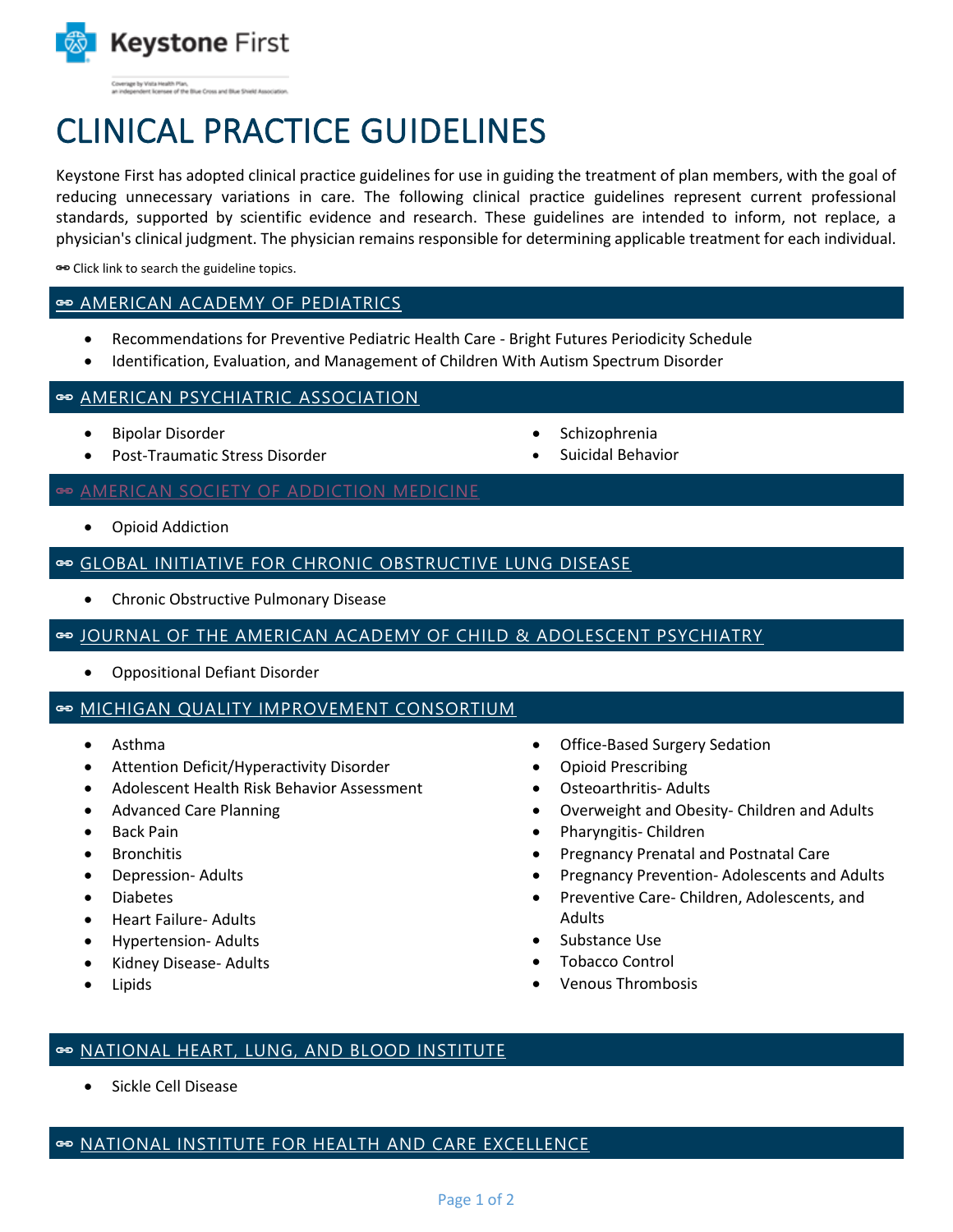Keystone First

Coverage by Vista Health Plan, an independent licensee of the Blue Cross and Blue Shield Association.

# CLINICAL PRACTICE GUIDELINES

Keystone First has adopted clinical practice guidelines for use in guiding the treatment of plan members, with the goal of reducing unnecessary variations in care. The following clinical practice guidelines represent current professional standards, supported by scientific evidence and research. These guidelines are intended to inform, not replace, a physician's clinical judgment. The physician remains responsible for determining applicable treatment for each individual.

Click link to search the guideline topics.

## AMERICAN ACADEMY OF PEDIATRICS

- Recommendations for Preventive Pediatric Health Care - Bright Futures Periodicity Schedule
- Identification, Evaluation, and Management of Children With Autism Spectrum Disorder

## AMERICAN PSYCHIATRIC ASSOCIATION

- Bipolar Disorder
- Post-Traumatic Stress Disorder
- Schizophrenia
- Suicidal Behavior

## AMERICAN SOCIETY OF ADDICTION MEDICINE

- Opioid Addiction

## GLOBAL INITIATIVE FOR CHRONIC OBSTRUCTIVE LUNG DISEASE

- Chronic Obstructive Pulmonary Disease

## JOURNAL OF THE AMERICAN ACADEMY OF CHILD & ADOLESCENT PSYCHIATRY

- Oppositional Defiant Disorder

## MICHIGAN QUALITY IMPROVEMENT CONSORTIUM

- Asthma
- Attention Deficit/Hyperactivity Disorder
- Adolescent Health Risk Behavior Assessment
- Advanced Care Planning
- Back Pain
- Bronchitis
- Depression- Adults
- Diabetes
- Heart Failure- Adults
- Hypertension- Adults
- Kidney Disease- Adults
- Lipids
- Office-Based Surgery Sedation
- Opioid Prescribing
- Osteoarthritis- Adults
- Overweight and Obesity- Children and Adults
- Pharyngitis- Children
- Pregnancy Prenatal and Postnatal Care
- Pregnancy Prevention- Adolescents and Adults
- Preventive Care- Children, Adolescents, and Adults
- Substance Use
- Tobacco Control
- Venous Thrombosis

## NATIONAL HEART, LUNG, AND BLOOD INSTITUTE

- Sickle Cell Disease

## NATIONAL INSTITUTE FOR HEALTH AND CARE EXCELLENCE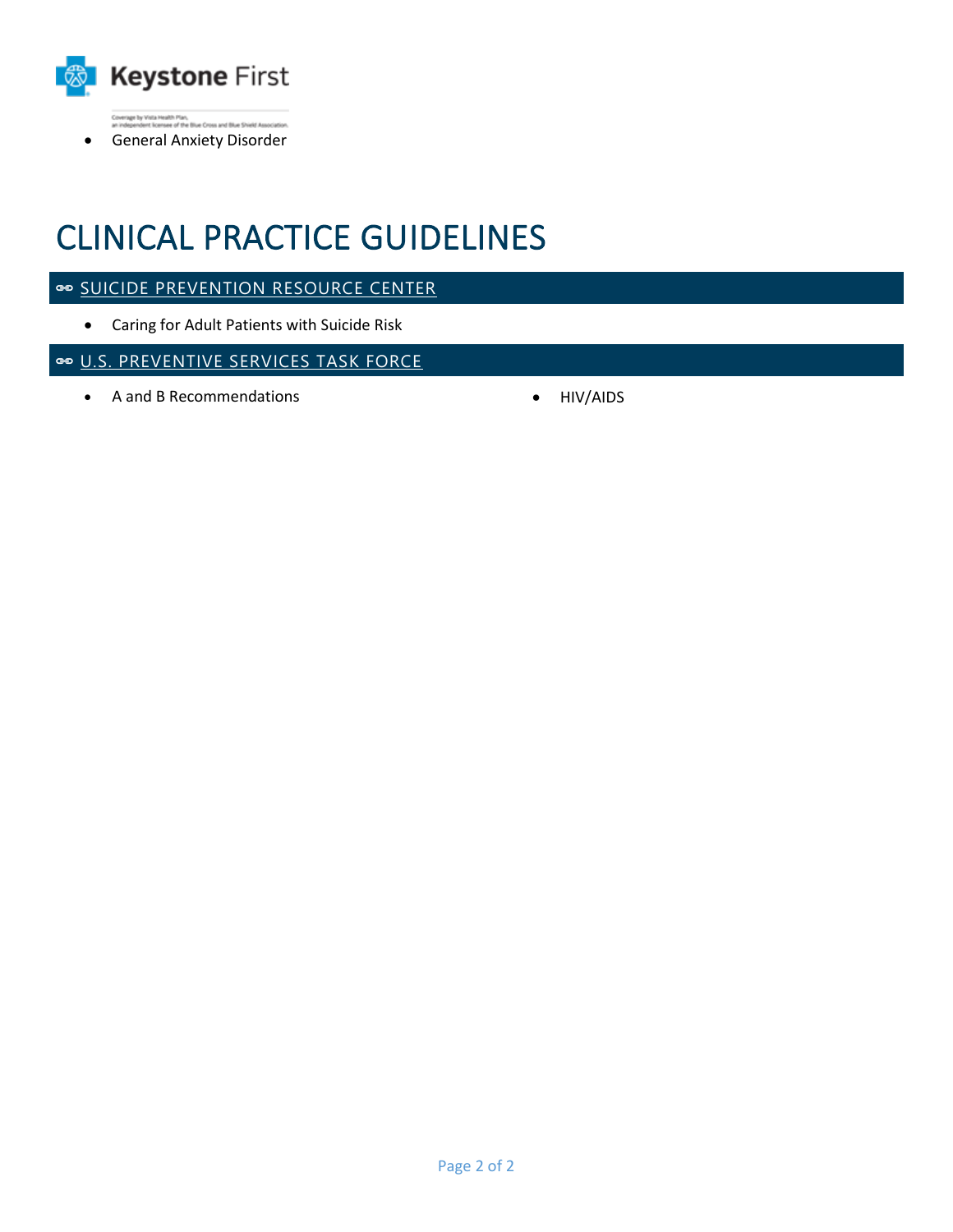- General Anxiety Disorder

# CLINICAL PRACTICE GUIDELINES

## SUICIDE PREVENTION RESOURCE CENTER

- Caring for Adult Patients with Suicide Risk

## U.S. PREVENTIVE SERVICES TASK FORCE

- A and B Recommendations
- HIV/AIDS